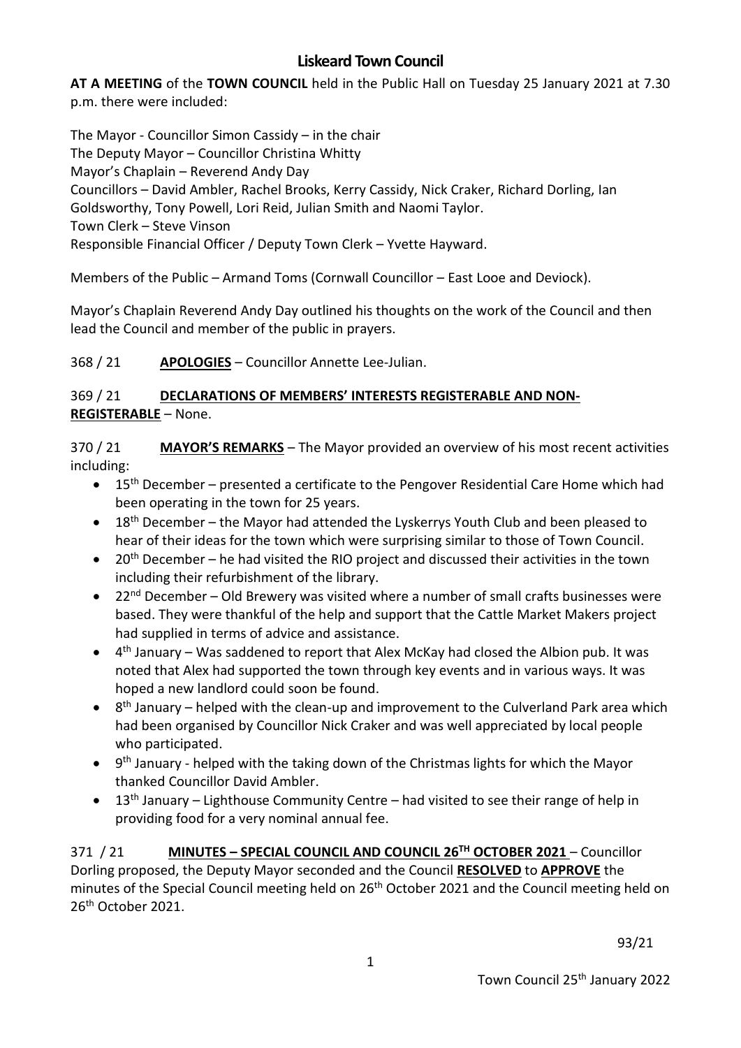# Liskeard Town Council

**AT A MEETING** of the **TOWN COUNCIL** held in the Public Hall on Tuesday 25 January 2021 at 7.30 p.m. there were included:

The Mayor - Councillor Simon Cassidy – in the chair
The Deputy Mayor – Councillor Christina Whitty
Mayor's Chaplain – Reverend Andy Day
Councillors – David Ambler, Rachel Brooks, Kerry Cassidy, Nick Craker, Richard Dorling, Ian Goldsworthy, Tony Powell, Lori Reid, Julian Smith and Naomi Taylor.
Town Clerk – Steve Vinson
Responsible Financial Officer / Deputy Town Clerk – Yvette Hayward.

Members of the Public – Armand Toms (Cornwall Councillor – East Looe and Deviock).

Mayor's Chaplain Reverend Andy Day outlined his thoughts on the work of the Council and then lead the Council and member of the public in prayers.

368 / 21 **APOLOGIES** – Councillor Annette Lee-Julian.

369 / 21 **DECLARATIONS OF MEMBERS' INTERESTS REGISTERABLE AND NON-REGISTERABLE** – None.

370 / 21 **MAYOR'S REMARKS** – The Mayor provided an overview of his most recent activities including:

- 15th December – presented a certificate to the Pengover Residential Care Home which had been operating in the town for 25 years.
- 18th December – the Mayor had attended the Lyskerrys Youth Club and been pleased to hear of their ideas for the town which were surprising similar to those of Town Council.
- 20th December – he had visited the RIO project and discussed their activities in the town including their refurbishment of the library.
- 22nd December – Old Brewery was visited where a number of small crafts businesses were based. They were thankful of the help and support that the Cattle Market Makers project had supplied in terms of advice and assistance.
- 4th January – Was saddened to report that Alex McKay had closed the Albion pub. It was noted that Alex had supported the town through key events and in various ways. It was hoped a new landlord could soon be found.
- 8th January – helped with the clean-up and improvement to the Culverland Park area which had been organised by Councillor Nick Craker and was well appreciated by local people who participated.
- 9th January - helped with the taking down of the Christmas lights for which the Mayor thanked Councillor David Ambler.
- 13th January – Lighthouse Community Centre – had visited to see their range of help in providing food for a very nominal annual fee.

371 / 21 **MINUTES – SPECIAL COUNCIL AND COUNCIL 26TH OCTOBER 2021** – Councillor Dorling proposed, the Deputy Mayor seconded and the Council **RESOLVED** to **APPROVE** the minutes of the Special Council meeting held on 26th October 2021 and the Council meeting held on 26th October 2021.

93/21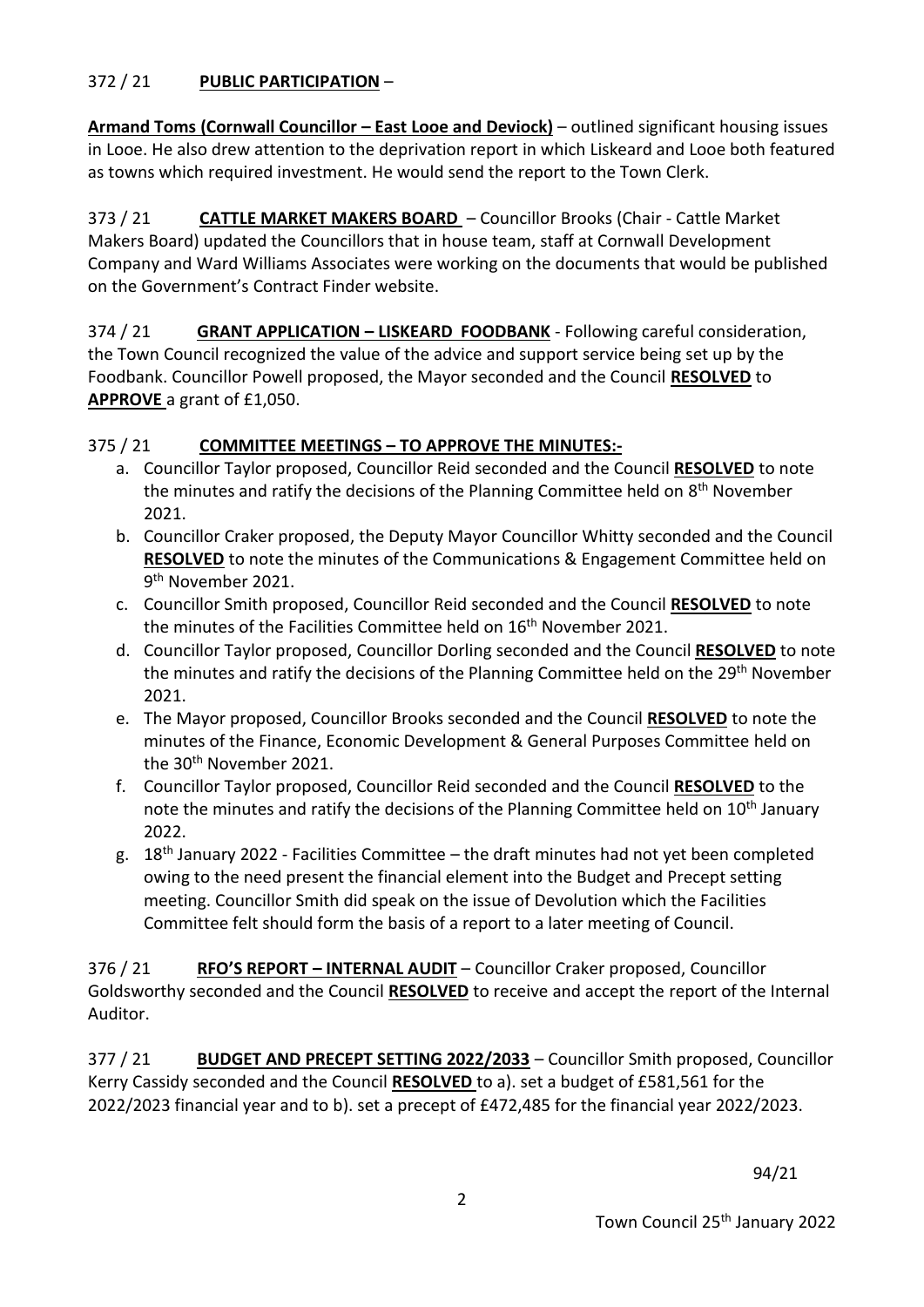372 / 21 **PUBLIC PARTICIPATION** –

**Armand Toms (Cornwall Councillor – East Looe and Deviock)** – outlined significant housing issues in Looe. He also drew attention to the deprivation report in which Liskeard and Looe both featured as towns which required investment. He would send the report to the Town Clerk.

373 / 21 **CATTLE MARKET MAKERS BOARD** – Councillor Brooks (Chair - Cattle Market Makers Board) updated the Councillors that in house team, staff at Cornwall Development Company and Ward Williams Associates were working on the documents that would be published on the Government's Contract Finder website.

374 / 21 **GRANT APPLICATION – LISKEARD FOODBANK** - Following careful consideration, the Town Council recognized the value of the advice and support service being set up by the Foodbank. Councillor Powell proposed, the Mayor seconded and the Council **RESOLVED** to **APPROVE** a grant of £1,050.

375 / 21 **COMMITTEE MEETINGS – TO APPROVE THE MINUTES:-**

a. Councillor Taylor proposed, Councillor Reid seconded and the Council **RESOLVED** to note the minutes and ratify the decisions of the Planning Committee held on 8th November 2021.
b. Councillor Craker proposed, the Deputy Mayor Councillor Whitty seconded and the Council **RESOLVED** to note the minutes of the Communications & Engagement Committee held on 9th November 2021.
c. Councillor Smith proposed, Councillor Reid seconded and the Council **RESOLVED** to note the minutes of the Facilities Committee held on 16th November 2021.
d. Councillor Taylor proposed, Councillor Dorling seconded and the Council **RESOLVED** to note the minutes and ratify the decisions of the Planning Committee held on the 29th November 2021.
e. The Mayor proposed, Councillor Brooks seconded and the Council **RESOLVED** to note the minutes of the Finance, Economic Development & General Purposes Committee held on the 30th November 2021.
f. Councillor Taylor proposed, Councillor Reid seconded and the Council **RESOLVED** to the note the minutes and ratify the decisions of the Planning Committee held on 10th January 2022.
g. 18th January 2022 - Facilities Committee – the draft minutes had not yet been completed owing to the need present the financial element into the Budget and Precept setting meeting. Councillor Smith did speak on the issue of Devolution which the Facilities Committee felt should form the basis of a report to a later meeting of Council.

376 / 21 **RFO'S REPORT – INTERNAL AUDIT** – Councillor Craker proposed, Councillor Goldsworthy seconded and the Council **RESOLVED** to receive and accept the report of the Internal Auditor.

377 / 21 **BUDGET AND PRECEPT SETTING 2022/2033** – Councillor Smith proposed, Councillor Kerry Cassidy seconded and the Council **RESOLVED** to a). set a budget of £581,561 for the 2022/2023 financial year and to b). set a precept of £472,485 for the financial year 2022/2023.

94/21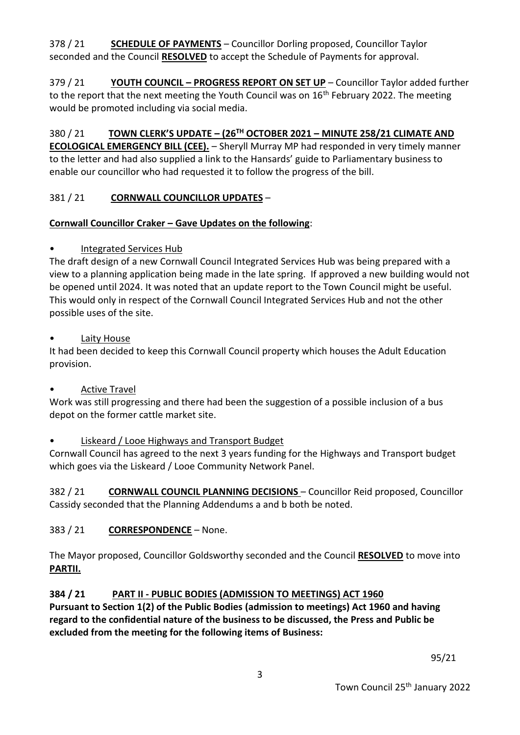378 / 21 **SCHEDULE OF PAYMENTS** – Councillor Dorling proposed, Councillor Taylor seconded and the Council **RESOLVED** to accept the Schedule of Payments for approval.

379 / 21 **YOUTH COUNCIL – PROGRESS REPORT ON SET UP** – Councillor Taylor added further to the report that the next meeting the Youth Council was on 16th February 2022. The meeting would be promoted including via social media.

380 / 21 **TOWN CLERK'S UPDATE – (26TH OCTOBER 2021 – MINUTE 258/21 CLIMATE AND ECOLOGICAL EMERGENCY BILL (CEE).** – Sheryll Murray MP had responded in very timely manner to the letter and had also supplied a link to the Hansards' guide to Parliamentary business to enable our councillor who had requested it to follow the progress of the bill.

381 / 21 **CORNWALL COUNCILLOR UPDATES** –

**Cornwall Councillor Craker – Gave Updates on the following**:

- Integrated Services Hub

The draft design of a new Cornwall Council Integrated Services Hub was being prepared with a view to a planning application being made in the late spring. If approved a new building would not be opened until 2024. It was noted that an update report to the Town Council might be useful. This would only in respect of the Cornwall Council Integrated Services Hub and not the other possible uses of the site.

- Laity House

It had been decided to keep this Cornwall Council property which houses the Adult Education provision.

- Active Travel

Work was still progressing and there had been the suggestion of a possible inclusion of a bus depot on the former cattle market site.

- Liskeard / Looe Highways and Transport Budget

Cornwall Council has agreed to the next 3 years funding for the Highways and Transport budget which goes via the Liskeard / Looe Community Network Panel.

382 / 21 **CORNWALL COUNCIL PLANNING DECISIONS** – Councillor Reid proposed, Councillor Cassidy seconded that the Planning Addendums a and b both be noted.

383 / 21 **CORRESPONDENCE** – None.

The Mayor proposed, Councillor Goldsworthy seconded and the Council **RESOLVED** to move into **PARTII.**

**384 / 21 PART II - PUBLIC BODIES (ADMISSION TO MEETINGS) ACT 1960**

**Pursuant to Section 1(2) of the Public Bodies (admission to meetings) Act 1960 and having regard to the confidential nature of the business to be discussed, the Press and Public be excluded from the meeting for the following items of Business:**

95/21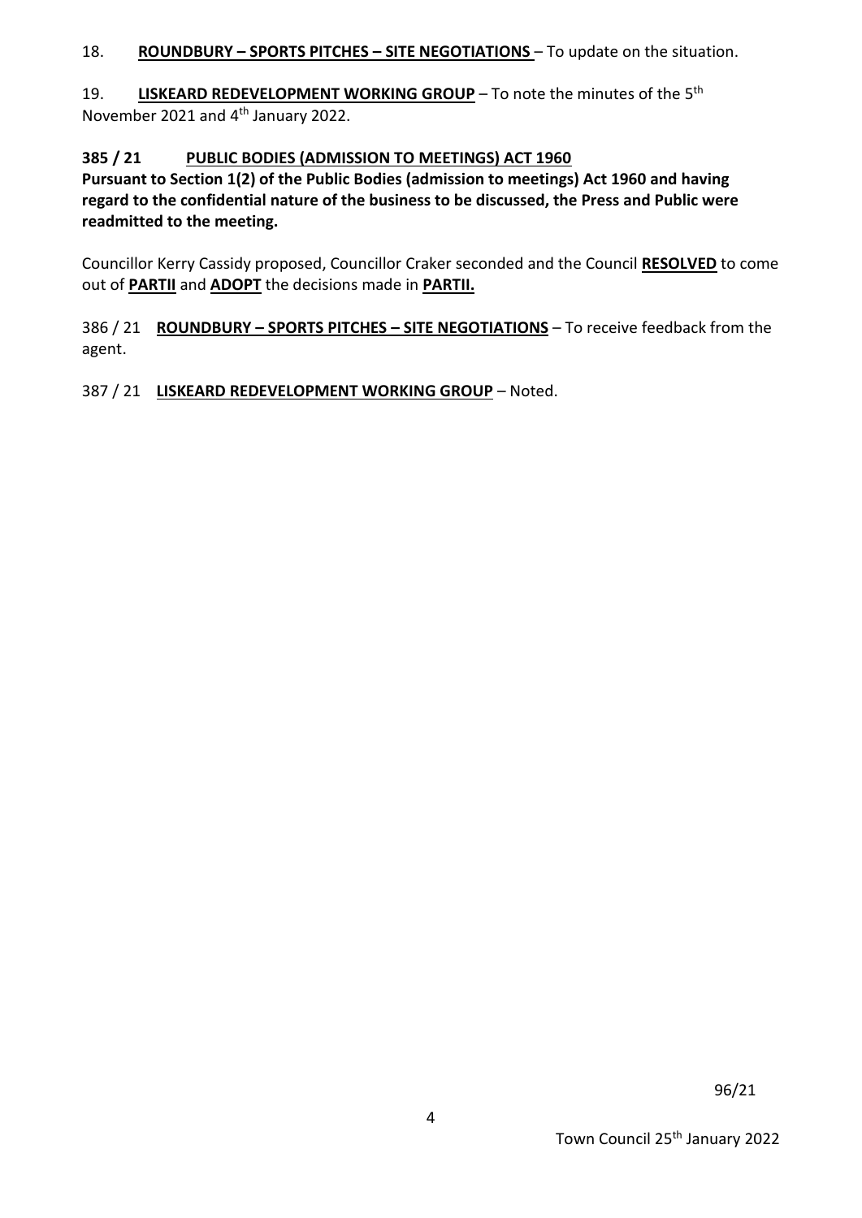18. **ROUNDBURY – SPORTS PITCHES – SITE NEGOTIATIONS** – To update on the situation.

19. **LISKEARD REDEVELOPMENT WORKING GROUP** – To note the minutes of the 5th November 2021 and 4th January 2022.

**385 / 21 PUBLIC BODIES (ADMISSION TO MEETINGS) ACT 1960**

**Pursuant to Section 1(2) of the Public Bodies (admission to meetings) Act 1960 and having regard to the confidential nature of the business to be discussed, the Press and Public were readmitted to the meeting.**

Councillor Kerry Cassidy proposed, Councillor Craker seconded and the Council **RESOLVED** to come out of **PARTII** and **ADOPT** the decisions made in **PARTII.**

386 / 21 **ROUNDBURY – SPORTS PITCHES – SITE NEGOTIATIONS** – To receive feedback from the agent.

387 / 21 **LISKEARD REDEVELOPMENT WORKING GROUP** – Noted.

96/21